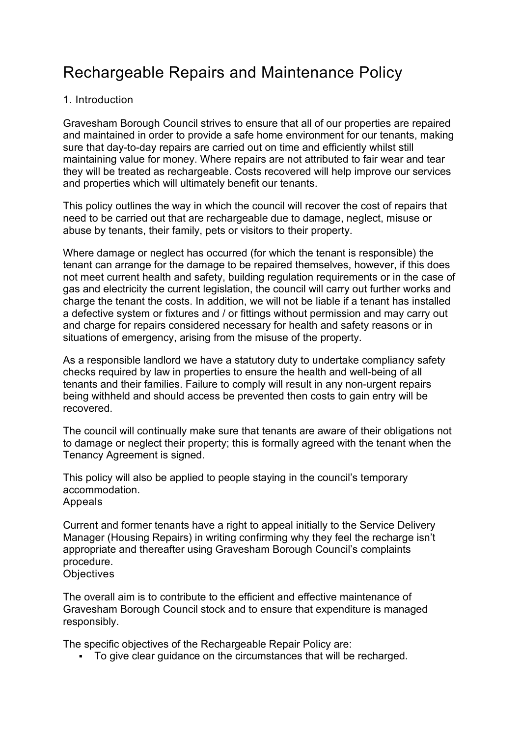# Rechargeable Repairs and Maintenance Policy

## 1. Introduction

Gravesham Borough Council strives to ensure that all of our properties are repaired and maintained in order to provide a safe home environment for our tenants, making sure that day-to-day repairs are carried out on time and efficiently whilst still maintaining value for money. Where repairs are not attributed to fair wear and tear they will be treated as rechargeable. Costs recovered will help improve our services and properties which will ultimately benefit our tenants.

This policy outlines the way in which the council will recover the cost of repairs that need to be carried out that are rechargeable due to damage, neglect, misuse or abuse by tenants, their family, pets or visitors to their property.

Where damage or neglect has occurred (for which the tenant is responsible) the tenant can arrange for the damage to be repaired themselves, however, if this does not meet current health and safety, building regulation requirements or in the case of gas and electricity the current legislation, the council will carry out further works and charge the tenant the costs. In addition, we will not be liable if a tenant has installed a defective system or fixtures and / or fittings without permission and may carry out and charge for repairs considered necessary for health and safety reasons or in situations of emergency, arising from the misuse of the property.

As a responsible landlord we have a statutory duty to undertake compliancy safety checks required by law in properties to ensure the health and well-being of all tenants and their families. Failure to comply will result in any non-urgent repairs being withheld and should access be prevented then costs to gain entry will be recovered.

The council will continually make sure that tenants are aware of their obligations not to damage or neglect their property; this is formally agreed with the tenant when the Tenancy Agreement is signed.

This policy will also be applied to people staying in the council's temporary accommodation.

### Appeals

Current and former tenants have a right to appeal initially to the Service Delivery Manager (Housing Repairs) in writing confirming why they feel the recharge isn't appropriate and thereafter using Gravesham Borough Council's complaints procedure.

### Objectives

The overall aim is to contribute to the efficient and effective maintenance of Gravesham Borough Council stock and to ensure that expenditure is managed responsibly.

The specific objectives of the Rechargeable Repair Policy are:

- To give clear guidance on the circumstances that will be recharged.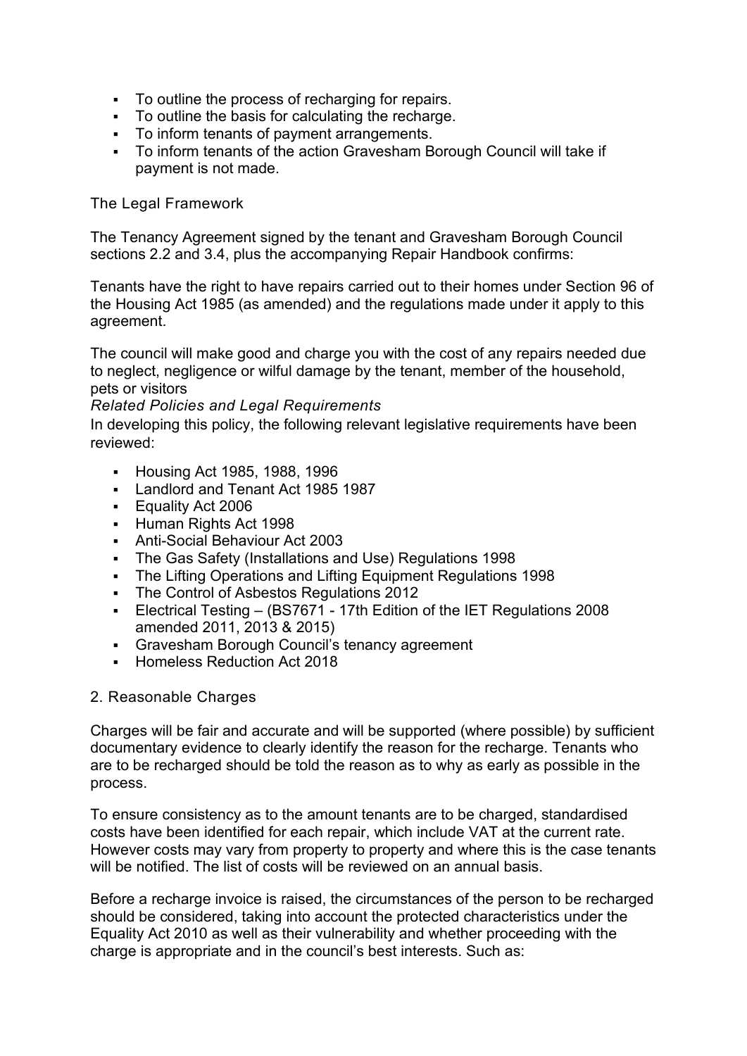- To outline the process of recharging for repairs.
- To outline the basis for calculating the recharge.
- To inform tenants of payment arrangements.
- To inform tenants of the action Gravesham Borough Council will take if payment is not made.

## The Legal Framework

The Tenancy Agreement signed by the tenant and Gravesham Borough Council sections 2.2 and 3.4, plus the accompanying Repair Handbook confirms:

Tenants have the right to have repairs carried out to their homes under Section 96 of the Housing Act 1985 (as amended) and the regulations made under it apply to this agreement.

The council will make good and charge you with the cost of any repairs needed due to neglect, negligence or wilful damage by the tenant, member of the household, pets or visitors

*Related Policies and Legal Requirements*

In developing this policy, the following relevant legislative requirements have been reviewed:

- Housing Act 1985, 1988, 1996
- Landlord and Tenant Act 1985 1987
- Equality Act 2006
- Human Rights Act 1998
- Anti-Social Behaviour Act 2003
- The Gas Safety (Installations and Use) Regulations 1998
- The Lifting Operations and Lifting Equipment Regulations 1998
- The Control of Asbestos Regulations 2012
- Electrical Testing – (BS7671 - 17th Edition of the IET Regulations 2008 amended 2011, 2013 & 2015)
- Gravesham Borough Council's tenancy agreement
- Homeless Reduction Act 2018

## 2. Reasonable Charges

Charges will be fair and accurate and will be supported (where possible) by sufficient documentary evidence to clearly identify the reason for the recharge. Tenants who are to be recharged should be told the reason as to why as early as possible in the process.

To ensure consistency as to the amount tenants are to be charged, standardised costs have been identified for each repair, which include VAT at the current rate. However costs may vary from property to property and where this is the case tenants will be notified. The list of costs will be reviewed on an annual basis.

Before a recharge invoice is raised, the circumstances of the person to be recharged should be considered, taking into account the protected characteristics under the Equality Act 2010 as well as their vulnerability and whether proceeding with the charge is appropriate and in the council's best interests. Such as: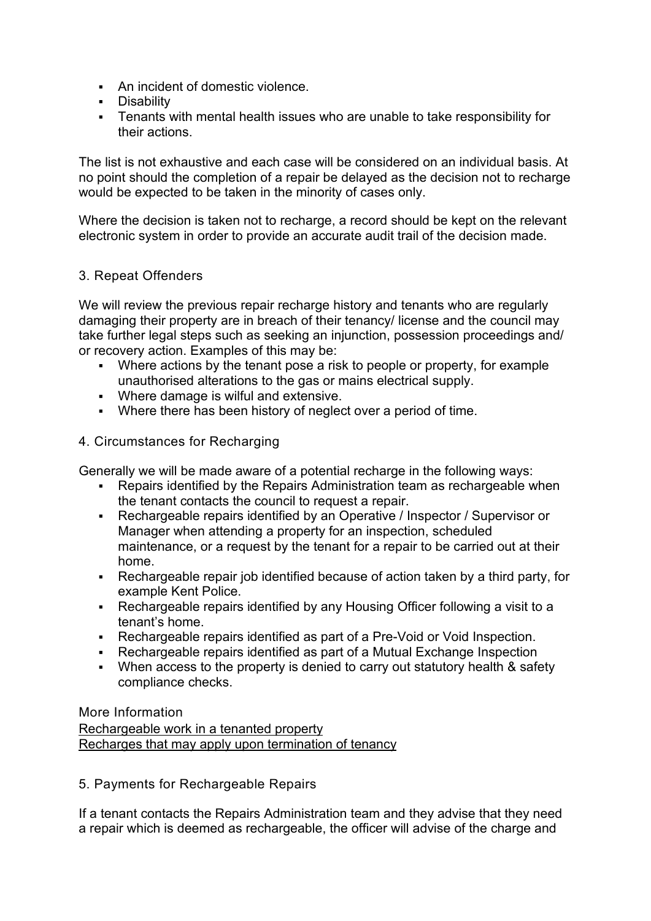- An incident of domestic violence.
- Disability
- Tenants with mental health issues who are unable to take responsibility for their actions.

The list is not exhaustive and each case will be considered on an individual basis. At no point should the completion of a repair be delayed as the decision not to recharge would be expected to be taken in the minority of cases only.

Where the decision is taken not to recharge, a record should be kept on the relevant electronic system in order to provide an accurate audit trail of the decision made.

## 3. Repeat Offenders

We will review the previous repair recharge history and tenants who are regularly damaging their property are in breach of their tenancy/ license and the council may take further legal steps such as seeking an injunction, possession proceedings and/ or recovery action. Examples of this may be:

- Where actions by the tenant pose a risk to people or property, for example unauthorised alterations to the gas or mains electrical supply.
- Where damage is wilful and extensive.
- Where there has been history of neglect over a period of time.

## 4. Circumstances for Recharging

Generally we will be made aware of a potential recharge in the following ways:

- Repairs identified by the Repairs Administration team as rechargeable when the tenant contacts the council to request a repair.
- Rechargeable repairs identified by an Operative / Inspector / Supervisor or Manager when attending a property for an inspection, scheduled maintenance, or a request by the tenant for a repair to be carried out at their home.
- Rechargeable repair job identified because of action taken by a third party, for example Kent Police.
- Rechargeable repairs identified by any Housing Officer following a visit to a tenant's home.
- Rechargeable repairs identified as part of a Pre-Void or Void Inspection.
- Rechargeable repairs identified as part of a Mutual Exchange Inspection
- When access to the property is denied to carry out statutory health & safety compliance checks.

More Information

Rechargeable work in a tenanted property

Recharges that may apply upon termination of tenancy

## 5. Payments for Rechargeable Repairs

If a tenant contacts the Repairs Administration team and they advise that they need a repair which is deemed as rechargeable, the officer will advise of the charge and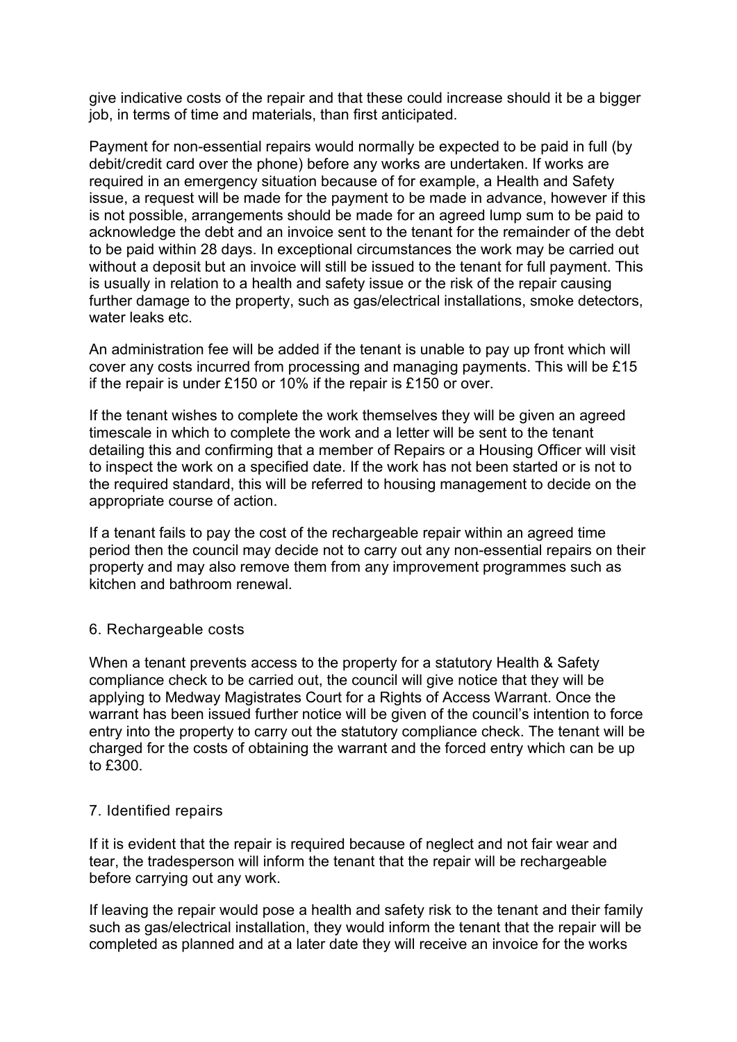give indicative costs of the repair and that these could increase should it be a bigger job, in terms of time and materials, than first anticipated.

Payment for non-essential repairs would normally be expected to be paid in full (by debit/credit card over the phone) before any works are undertaken. If works are required in an emergency situation because of for example, a Health and Safety issue, a request will be made for the payment to be made in advance, however if this is not possible, arrangements should be made for an agreed lump sum to be paid to acknowledge the debt and an invoice sent to the tenant for the remainder of the debt to be paid within 28 days. In exceptional circumstances the work may be carried out without a deposit but an invoice will still be issued to the tenant for full payment. This is usually in relation to a health and safety issue or the risk of the repair causing further damage to the property, such as gas/electrical installations, smoke detectors, water leaks etc.

An administration fee will be added if the tenant is unable to pay up front which will cover any costs incurred from processing and managing payments. This will be £15 if the repair is under £150 or 10% if the repair is £150 or over.

If the tenant wishes to complete the work themselves they will be given an agreed timescale in which to complete the work and a letter will be sent to the tenant detailing this and confirming that a member of Repairs or a Housing Officer will visit to inspect the work on a specified date. If the work has not been started or is not to the required standard, this will be referred to housing management to decide on the appropriate course of action.

If a tenant fails to pay the cost of the rechargeable repair within an agreed time period then the council may decide not to carry out any non-essential repairs on their property and may also remove them from any improvement programmes such as kitchen and bathroom renewal.

## 6. Rechargeable costs

When a tenant prevents access to the property for a statutory Health & Safety compliance check to be carried out, the council will give notice that they will be applying to Medway Magistrates Court for a Rights of Access Warrant. Once the warrant has been issued further notice will be given of the council's intention to force entry into the property to carry out the statutory compliance check. The tenant will be charged for the costs of obtaining the warrant and the forced entry which can be up to £300.

## 7. Identified repairs

If it is evident that the repair is required because of neglect and not fair wear and tear, the tradesperson will inform the tenant that the repair will be rechargeable before carrying out any work.

If leaving the repair would pose a health and safety risk to the tenant and their family such as gas/electrical installation, they would inform the tenant that the repair will be completed as planned and at a later date they will receive an invoice for the works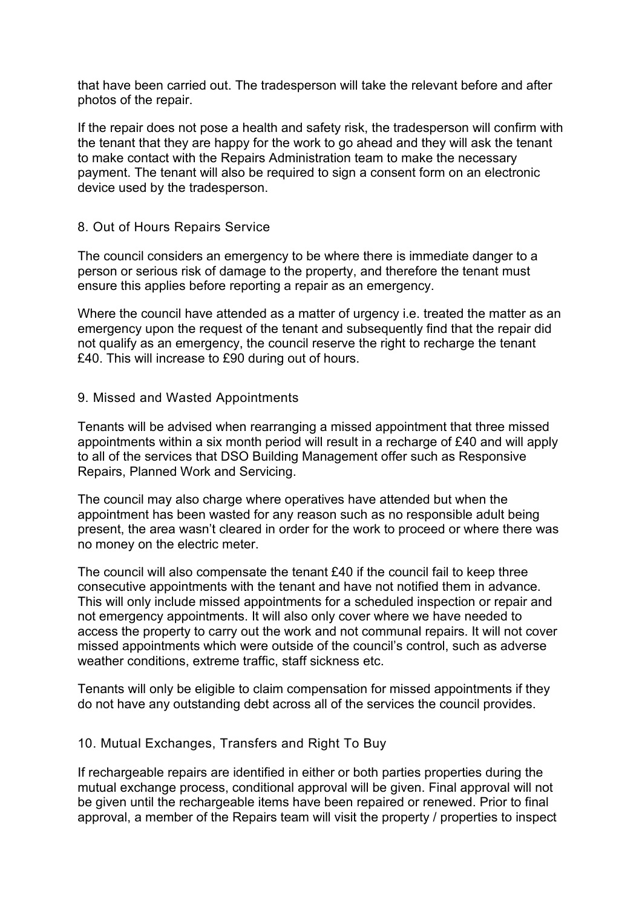that have been carried out. The tradesperson will take the relevant before and after photos of the repair.

If the repair does not pose a health and safety risk, the tradesperson will confirm with the tenant that they are happy for the work to go ahead and they will ask the tenant to make contact with the Repairs Administration team to make the necessary payment. The tenant will also be required to sign a consent form on an electronic device used by the tradesperson.

## 8. Out of Hours Repairs Service

The council considers an emergency to be where there is immediate danger to a person or serious risk of damage to the property, and therefore the tenant must ensure this applies before reporting a repair as an emergency.

Where the council have attended as a matter of urgency i.e. treated the matter as an emergency upon the request of the tenant and subsequently find that the repair did not qualify as an emergency, the council reserve the right to recharge the tenant £40. This will increase to £90 during out of hours.

## 9. Missed and Wasted Appointments

Tenants will be advised when rearranging a missed appointment that three missed appointments within a six month period will result in a recharge of £40 and will apply to all of the services that DSO Building Management offer such as Responsive Repairs, Planned Work and Servicing.

The council may also charge where operatives have attended but when the appointment has been wasted for any reason such as no responsible adult being present, the area wasn't cleared in order for the work to proceed or where there was no money on the electric meter.

The council will also compensate the tenant £40 if the council fail to keep three consecutive appointments with the tenant and have not notified them in advance. This will only include missed appointments for a scheduled inspection or repair and not emergency appointments. It will also only cover where we have needed to access the property to carry out the work and not communal repairs. It will not cover missed appointments which were outside of the council's control, such as adverse weather conditions, extreme traffic, staff sickness etc.

Tenants will only be eligible to claim compensation for missed appointments if they do not have any outstanding debt across all of the services the council provides.

## 10. Mutual Exchanges, Transfers and Right To Buy

If rechargeable repairs are identified in either or both parties properties during the mutual exchange process, conditional approval will be given. Final approval will not be given until the rechargeable items have been repaired or renewed. Prior to final approval, a member of the Repairs team will visit the property / properties to inspect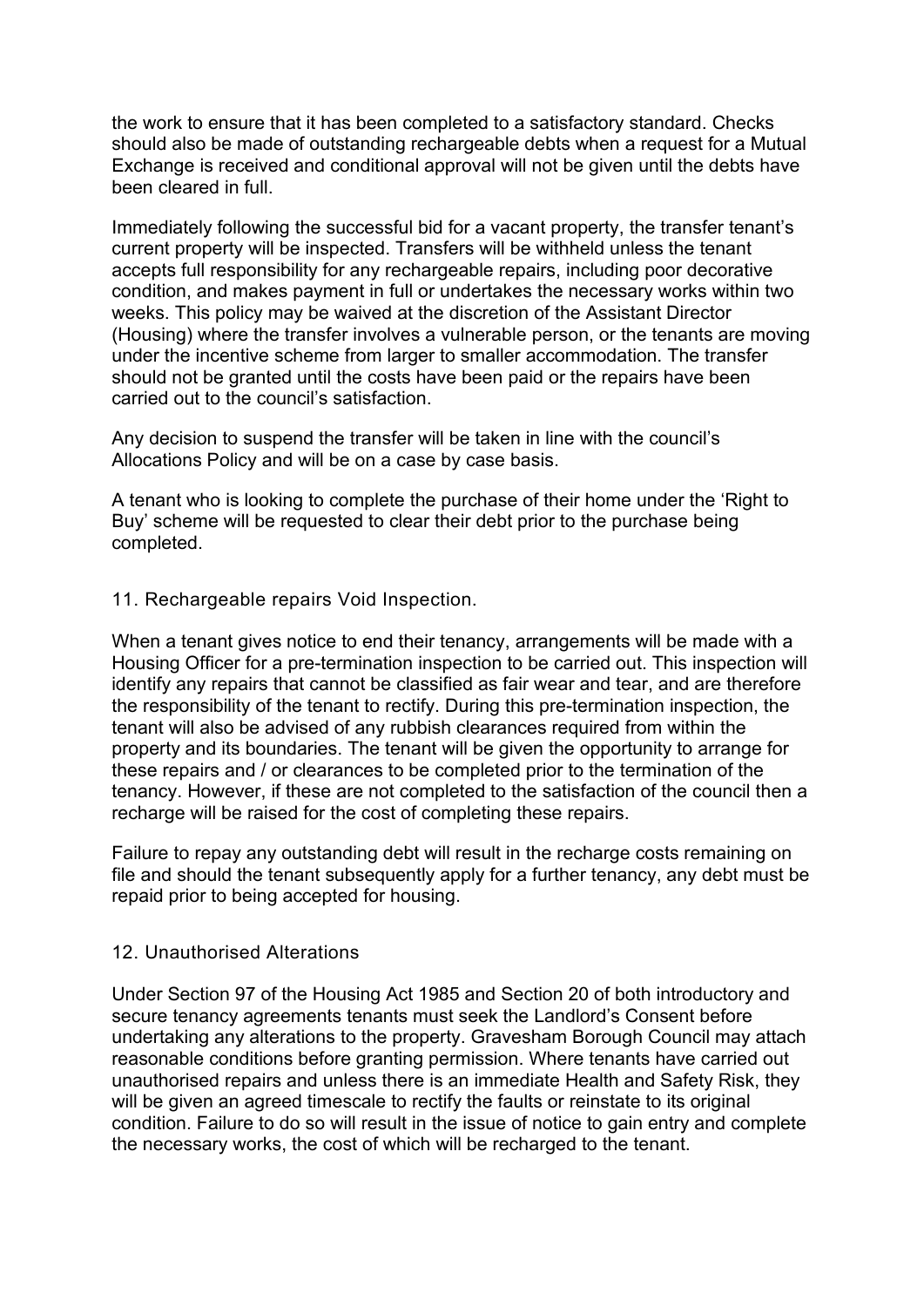the work to ensure that it has been completed to a satisfactory standard. Checks should also be made of outstanding rechargeable debts when a request for a Mutual Exchange is received and conditional approval will not be given until the debts have been cleared in full.

Immediately following the successful bid for a vacant property, the transfer tenant's current property will be inspected. Transfers will be withheld unless the tenant accepts full responsibility for any rechargeable repairs, including poor decorative condition, and makes payment in full or undertakes the necessary works within two weeks. This policy may be waived at the discretion of the Assistant Director (Housing) where the transfer involves a vulnerable person, or the tenants are moving under the incentive scheme from larger to smaller accommodation. The transfer should not be granted until the costs have been paid or the repairs have been carried out to the council's satisfaction.

Any decision to suspend the transfer will be taken in line with the council's Allocations Policy and will be on a case by case basis.

A tenant who is looking to complete the purchase of their home under the 'Right to Buy' scheme will be requested to clear their debt prior to the purchase being completed.

## 11. Rechargeable repairs Void Inspection.

When a tenant gives notice to end their tenancy, arrangements will be made with a Housing Officer for a pre-termination inspection to be carried out. This inspection will identify any repairs that cannot be classified as fair wear and tear, and are therefore the responsibility of the tenant to rectify. During this pre-termination inspection, the tenant will also be advised of any rubbish clearances required from within the property and its boundaries. The tenant will be given the opportunity to arrange for these repairs and / or clearances to be completed prior to the termination of the tenancy. However, if these are not completed to the satisfaction of the council then a recharge will be raised for the cost of completing these repairs.

Failure to repay any outstanding debt will result in the recharge costs remaining on file and should the tenant subsequently apply for a further tenancy, any debt must be repaid prior to being accepted for housing.

## 12. Unauthorised Alterations

Under Section 97 of the Housing Act 1985 and Section 20 of both introductory and secure tenancy agreements tenants must seek the Landlord's Consent before undertaking any alterations to the property. Gravesham Borough Council may attach reasonable conditions before granting permission. Where tenants have carried out unauthorised repairs and unless there is an immediate Health and Safety Risk, they will be given an agreed timescale to rectify the faults or reinstate to its original condition. Failure to do so will result in the issue of notice to gain entry and complete the necessary works, the cost of which will be recharged to the tenant.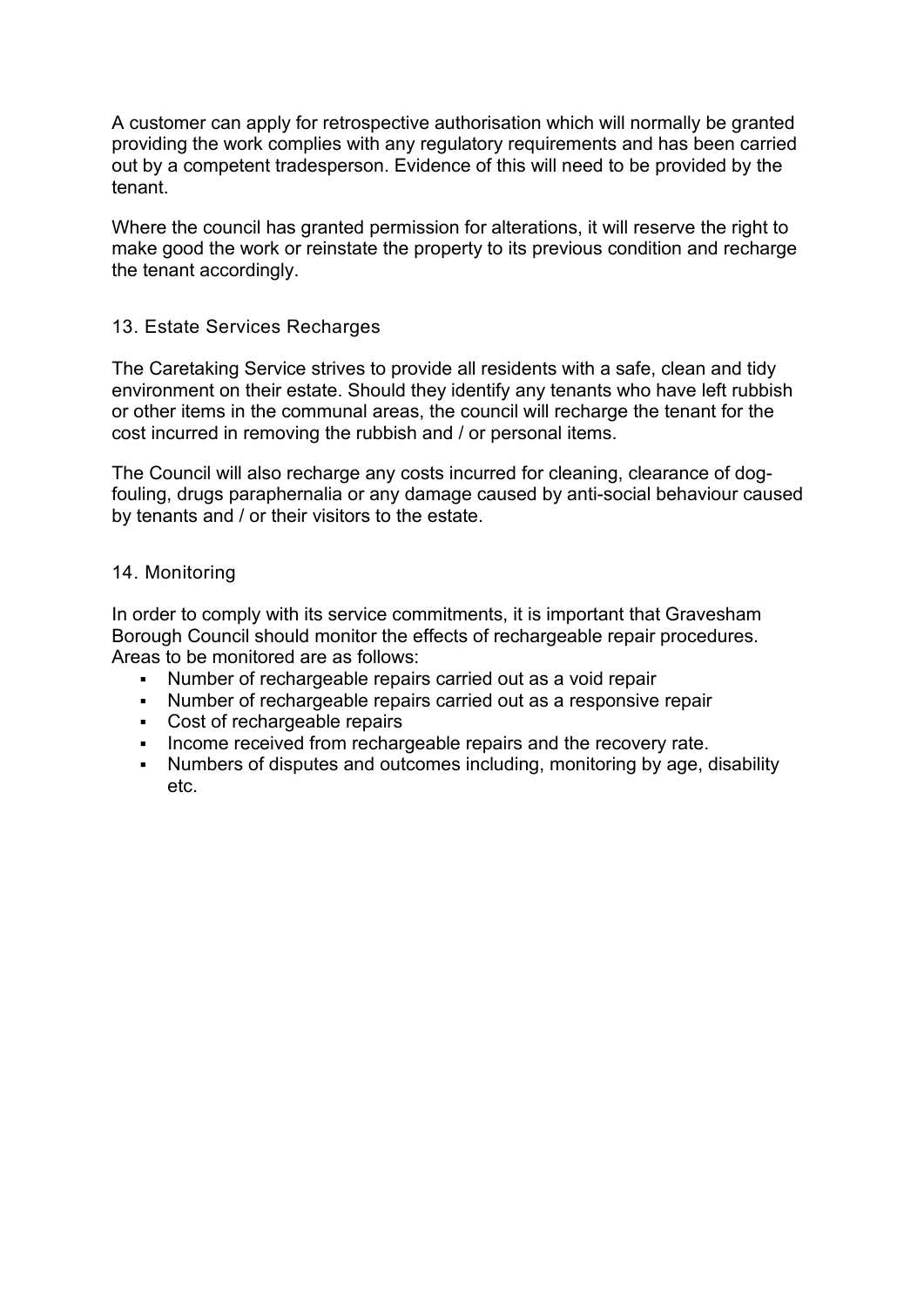A customer can apply for retrospective authorisation which will normally be granted providing the work complies with any regulatory requirements and has been carried out by a competent tradesperson. Evidence of this will need to be provided by the tenant.

Where the council has granted permission for alterations, it will reserve the right to make good the work or reinstate the property to its previous condition and recharge the tenant accordingly.

## 13. Estate Services Recharges

The Caretaking Service strives to provide all residents with a safe, clean and tidy environment on their estate. Should they identify any tenants who have left rubbish or other items in the communal areas, the council will recharge the tenant for the cost incurred in removing the rubbish and / or personal items.

The Council will also recharge any costs incurred for cleaning, clearance of dog-fouling, drugs paraphernalia or any damage caused by anti-social behaviour caused by tenants and / or their visitors to the estate.

## 14. Monitoring

In order to comply with its service commitments, it is important that Gravesham Borough Council should monitor the effects of rechargeable repair procedures. Areas to be monitored are as follows:

- Number of rechargeable repairs carried out as a void repair
- Number of rechargeable repairs carried out as a responsive repair
- Cost of rechargeable repairs
- Income received from rechargeable repairs and the recovery rate.
- Numbers of disputes and outcomes including, monitoring by age, disability etc.